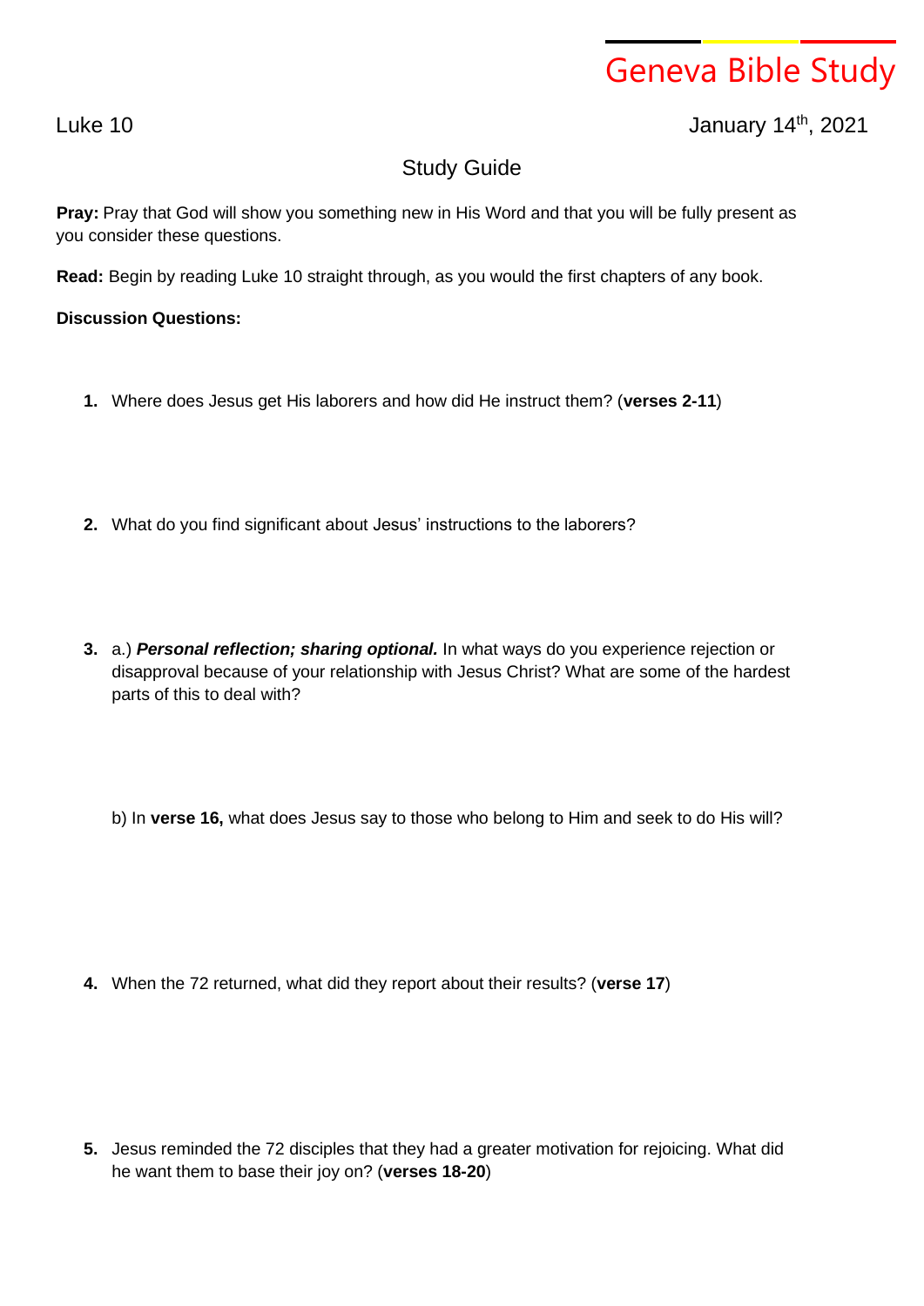# Geneva Bible Study

Luke 10

January 14th, 2021

## Study Guide

**Pray:** Pray that God will show you something new in His Word and that you will be fully present as you consider these questions.

**Read:** Begin by reading Luke 10 straight through, as you would the first chapters of any book.

**Discussion Questions:**

1. Where does Jesus get His laborers and how did He instruct them? (**verses 2-11**)

2. What do you find significant about Jesus' instructions to the laborers?

3. a.) ***Personal reflection; sharing optional.*** In what ways do you experience rejection or disapproval because of your relationship with Jesus Christ? What are some of the hardest parts of this to deal with?

   b) In **verse 16,** what does Jesus say to those who belong to Him and seek to do His will?

4. When the 72 returned, what did they report about their results? (**verse 17**)

5. Jesus reminded the 72 disciples that they had a greater motivation for rejoicing. What did he want them to base their joy on? (**verses 18-20**)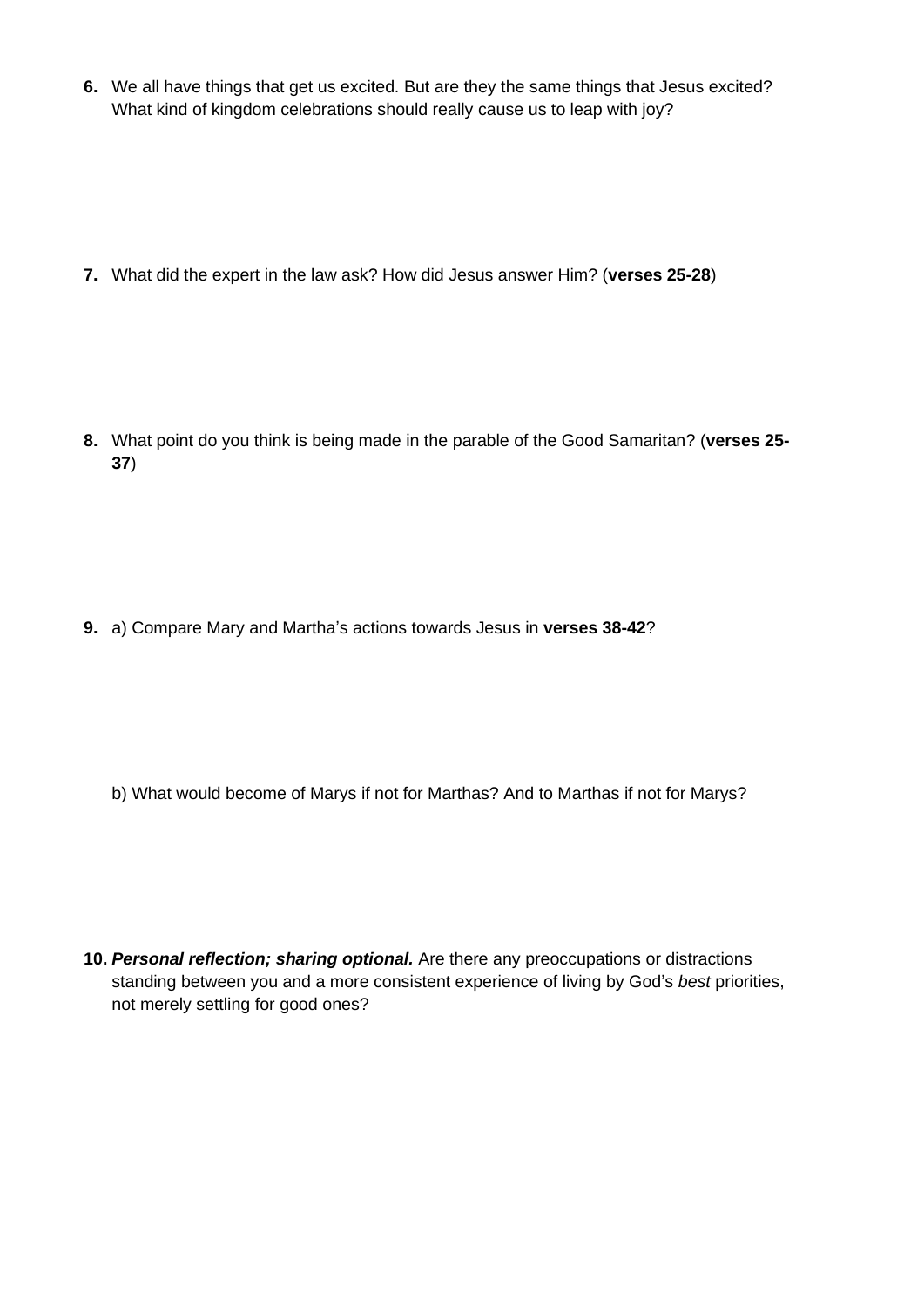**6.** We all have things that get us excited. But are they the same things that Jesus excited? What kind of kingdom celebrations should really cause us to leap with joy?

**7.** What did the expert in the law ask? How did Jesus answer Him? (**verses 25-28**)

**8.** What point do you think is being made in the parable of the Good Samaritan? (**verses 25-37**)

**9.** a) Compare Mary and Martha's actions towards Jesus in **verses 38-42**?

b) What would become of Marys if not for Marthas? And to Marthas if not for Marys?

**10.** ***Personal reflection; sharing optional.*** Are there any preoccupations or distractions standing between you and a more consistent experience of living by God's *best* priorities, not merely settling for good ones?